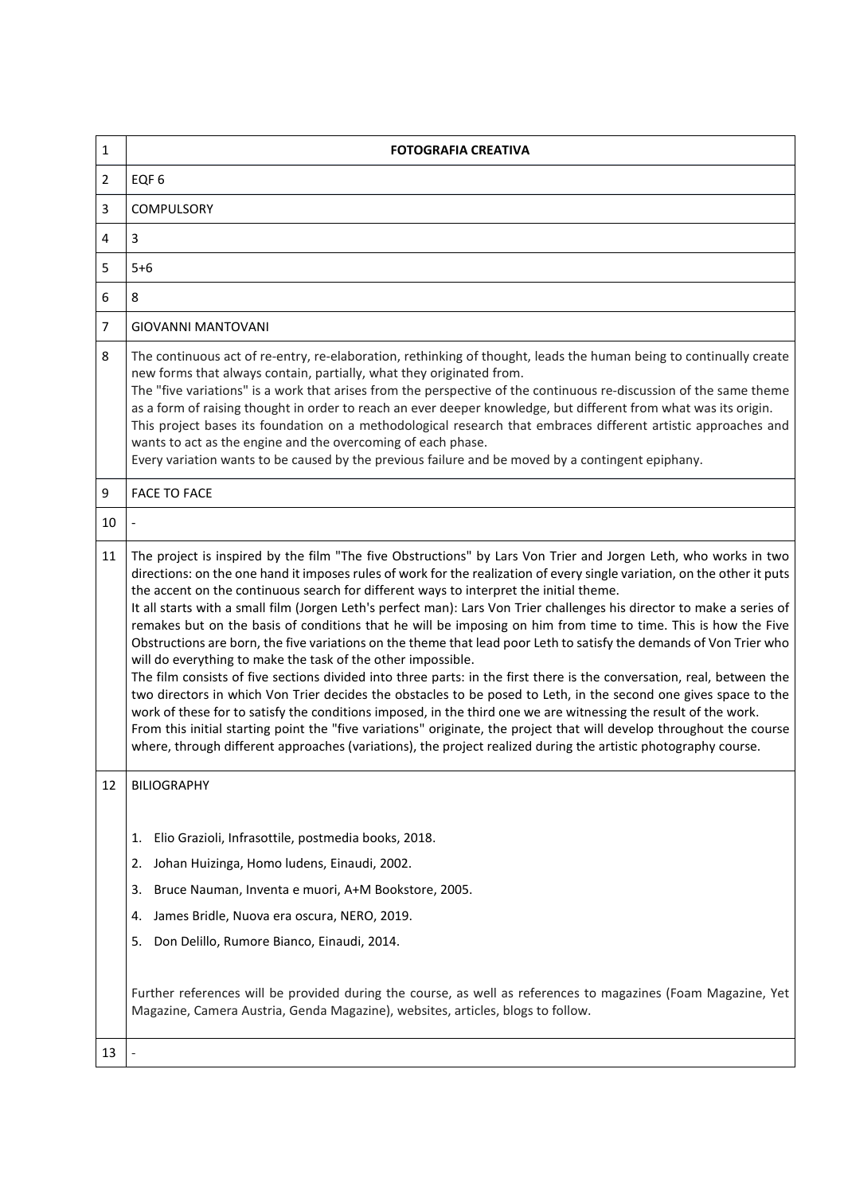| 1 | **FOTOGRAFIA CREATIVA** |
|---|---|
| 2 | EQF 6 |
| 3 | COMPULSORY |
| 4 | 3 |
| 5 | 5+6 |
| 6 | 8 |
| 7 | GIOVANNI MANTOVANI |
| 8 | The continuous act of re-entry, re-elaboration, rethinking of thought, leads the human being to continually create new forms that always contain, partially, what they originated from.<br>The "five variations" is a work that arises from the perspective of the continuous re-discussion of the same theme as a form of raising thought in order to reach an ever deeper knowledge, but different from what was its origin.<br>This project bases its foundation on a methodological research that embraces different artistic approaches and wants to act as the engine and the overcoming of each phase.<br>Every variation wants to be caused by the previous failure and be moved by a contingent epiphany. |
| 9 | FACE TO FACE |
| 10 | - |
| 11 | The project is inspired by the film "The five Obstructions" by Lars Von Trier and Jorgen Leth, who works in two directions: on the one hand it imposes rules of work for the realization of every single variation, on the other it puts the accent on the continuous search for different ways to interpret the initial theme.<br>It all starts with a small film (Jorgen Leth's perfect man): Lars Von Trier challenges his director to make a series of remakes but on the basis of conditions that he will be imposing on him from time to time. This is how the Five Obstructions are born, the five variations on the theme that lead poor Leth to satisfy the demands of Von Trier who will do everything to make the task of the other impossible.<br>The film consists of five sections divided into three parts: in the first there is the conversation, real, between the two directors in which Von Trier decides the obstacles to be posed to Leth, in the second one gives space to the work of these for to satisfy the conditions imposed, in the third one we are witnessing the result of the work.<br>From this initial starting point the "five variations" originate, the project that will develop throughout the course where, through different approaches (variations), the project realized during the artistic photography course. |
| 12 | BILIOGRAPHY<br><br>1. Elio Grazioli, Infrasottile, postmedia books, 2018.<br>2. Johan Huizinga, Homo ludens, Einaudi, 2002.<br>3. Bruce Nauman, Inventa e muori, A+M Bookstore, 2005.<br>4. James Bridle, Nuova era oscura, NERO, 2019.<br>5. Don Delillo, Rumore Bianco, Einaudi, 2014.<br><br>Further references will be provided during the course, as well as references to magazines (Foam Magazine, Yet Magazine, Camera Austria, Genda Magazine), websites, articles, blogs to follow. |
| 13 | - |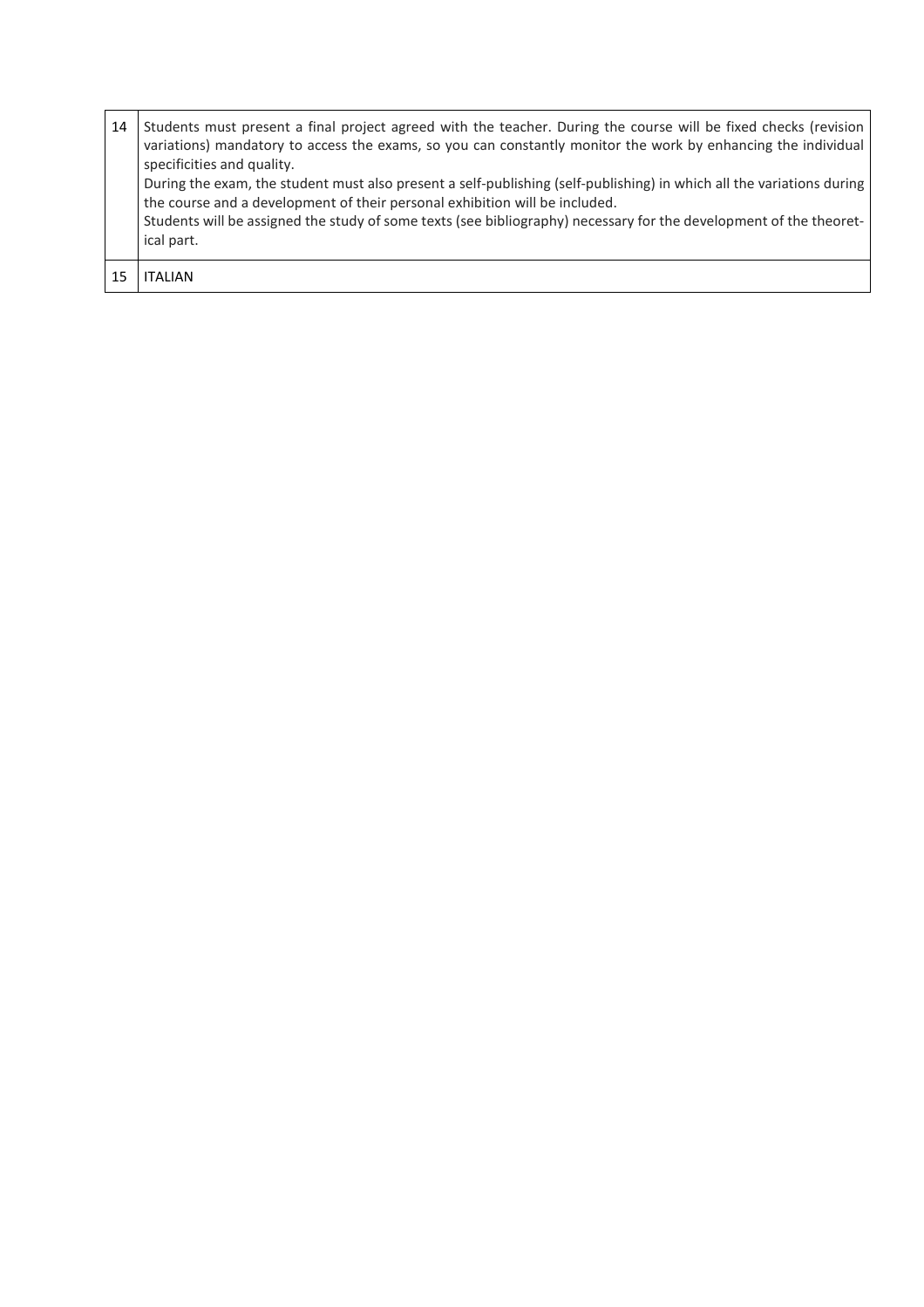| | |
|---|---|
| 14 | Students must present a final project agreed with the teacher. During the course will be fixed checks (revision variations) mandatory to access the exams, so you can constantly monitor the work by enhancing the individual specificities and quality.<br>During the exam, the student must also present a self-publishing (self-publishing) in which all the variations during the course and a development of their personal exhibition will be included.<br>Students will be assigned the study of some texts (see bibliography) necessary for the development of the theoretical part. |
| 15 | ITALIAN |